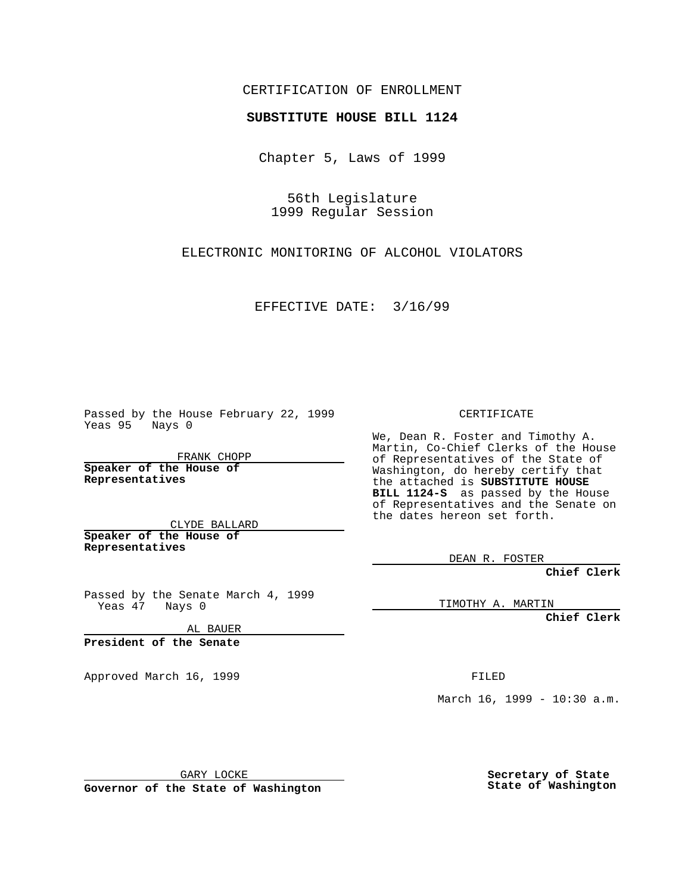CERTIFICATION OF ENROLLMENT

**SUBSTITUTE HOUSE BILL 1124**

Chapter 5, Laws of 1999

56th Legislature
1999 Regular Session

ELECTRONIC MONITORING OF ALCOHOL VIOLATORS

EFFECTIVE DATE: 3/16/99

Passed by the House February 22, 1999
Yeas 95 Nays 0

FRANK CHOPP

**Speaker of the House of Representatives**

CLYDE BALLARD

**Speaker of the House of Representatives**

Passed by the Senate March 4, 1999
Yeas 47 Nays 0

AL BAUER

**President of the Senate**

Approved March 16, 1999

GARY LOCKE

**Governor of the State of Washington**

CERTIFICATE

We, Dean R. Foster and Timothy A. Martin, Co-Chief Clerks of the House of Representatives of the State of Washington, do hereby certify that the attached is **SUBSTITUTE HOUSE BILL 1124-S** as passed by the House of Representatives and the Senate on the dates hereon set forth.

DEAN R. FOSTER

**Chief Clerk**

TIMOTHY A. MARTIN

**Chief Clerk**

FILED

March 16, 1999 - 10:30 a.m.

**Secretary of State State of Washington**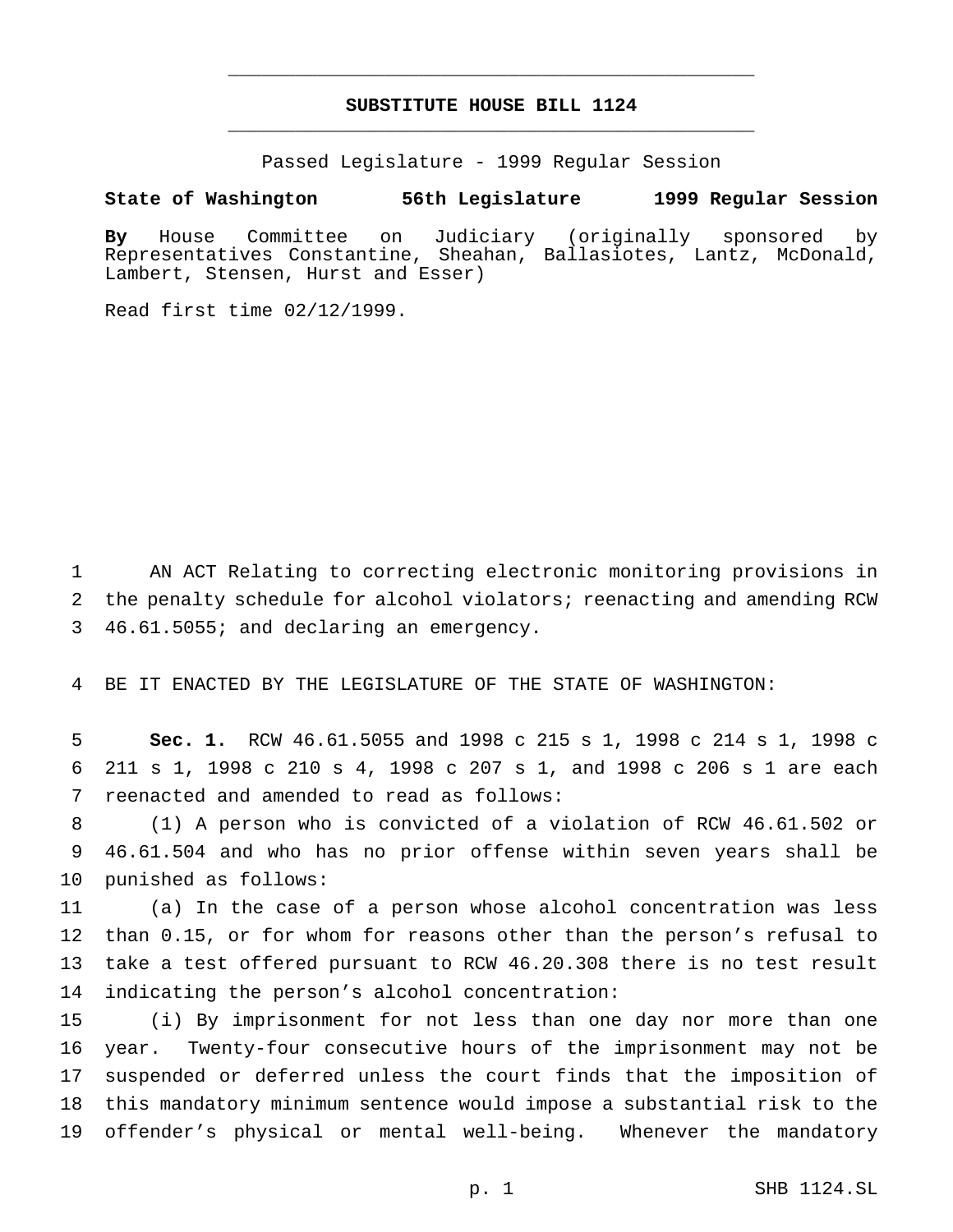# SUBSTITUTE HOUSE BILL 1124

Passed Legislature - 1999 Regular Session

**State of Washington 56th Legislature 1999 Regular Session**

**By** House Committee on Judiciary (originally sponsored by Representatives Constantine, Sheahan, Ballasiotes, Lantz, McDonald, Lambert, Stensen, Hurst and Esser)

Read first time 02/12/1999.

AN ACT Relating to correcting electronic monitoring provisions in the penalty schedule for alcohol violators; reenacting and amending RCW 46.61.5055; and declaring an emergency.

BE IT ENACTED BY THE LEGISLATURE OF THE STATE OF WASHINGTON:

**Sec. 1.** RCW 46.61.5055 and 1998 c 215 s 1, 1998 c 214 s 1, 1998 c 211 s 1, 1998 c 210 s 4, 1998 c 207 s 1, and 1998 c 206 s 1 are each reenacted and amended to read as follows:

(1) A person who is convicted of a violation of RCW 46.61.502 or 46.61.504 and who has no prior offense within seven years shall be punished as follows:

(a) In the case of a person whose alcohol concentration was less than 0.15, or for whom for reasons other than the person's refusal to take a test offered pursuant to RCW 46.20.308 there is no test result indicating the person's alcohol concentration:

(i) By imprisonment for not less than one day nor more than one year. Twenty-four consecutive hours of the imprisonment may not be suspended or deferred unless the court finds that the imposition of this mandatory minimum sentence would impose a substantial risk to the offender's physical or mental well-being. Whenever the mandatory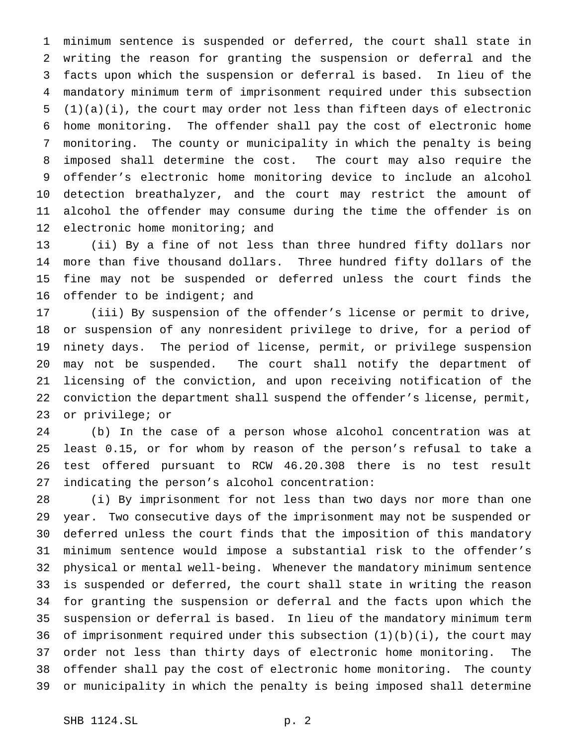minimum sentence is suspended or deferred, the court shall state in writing the reason for granting the suspension or deferral and the facts upon which the suspension or deferral is based. In lieu of the mandatory minimum term of imprisonment required under this subsection (1)(a)(i), the court may order not less than fifteen days of electronic home monitoring. The offender shall pay the cost of electronic home monitoring. The county or municipality in which the penalty is being imposed shall determine the cost. The court may also require the offender's electronic home monitoring device to include an alcohol detection breathalyzer, and the court may restrict the amount of alcohol the offender may consume during the time the offender is on electronic home monitoring; and

(ii) By a fine of not less than three hundred fifty dollars nor more than five thousand dollars. Three hundred fifty dollars of the fine may not be suspended or deferred unless the court finds the offender to be indigent; and

(iii) By suspension of the offender's license or permit to drive, or suspension of any nonresident privilege to drive, for a period of ninety days. The period of license, permit, or privilege suspension may not be suspended. The court shall notify the department of licensing of the conviction, and upon receiving notification of the conviction the department shall suspend the offender's license, permit, or privilege; or

(b) In the case of a person whose alcohol concentration was at least 0.15, or for whom by reason of the person's refusal to take a test offered pursuant to RCW 46.20.308 there is no test result indicating the person's alcohol concentration:

(i) By imprisonment for not less than two days nor more than one year. Two consecutive days of the imprisonment may not be suspended or deferred unless the court finds that the imposition of this mandatory minimum sentence would impose a substantial risk to the offender's physical or mental well-being. Whenever the mandatory minimum sentence is suspended or deferred, the court shall state in writing the reason for granting the suspension or deferral and the facts upon which the suspension or deferral is based. In lieu of the mandatory minimum term of imprisonment required under this subsection (1)(b)(i), the court may order not less than thirty days of electronic home monitoring. The offender shall pay the cost of electronic home monitoring. The county or municipality in which the penalty is being imposed shall determine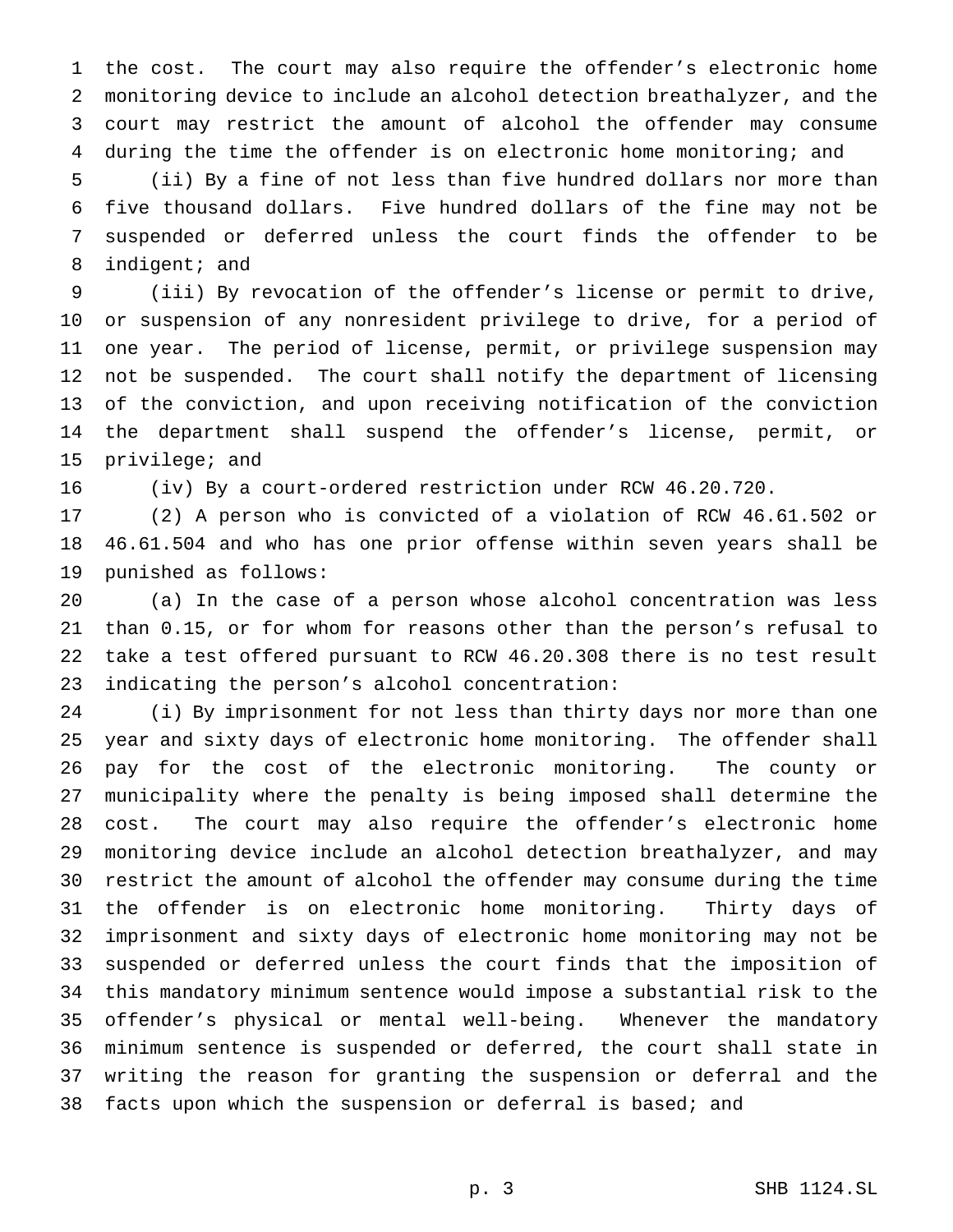the cost. The court may also require the offender's electronic home monitoring device to include an alcohol detection breathalyzer, and the court may restrict the amount of alcohol the offender may consume during the time the offender is on electronic home monitoring; and

(ii) By a fine of not less than five hundred dollars nor more than five thousand dollars. Five hundred dollars of the fine may not be suspended or deferred unless the court finds the offender to be indigent; and

(iii) By revocation of the offender's license or permit to drive, or suspension of any nonresident privilege to drive, for a period of one year. The period of license, permit, or privilege suspension may not be suspended. The court shall notify the department of licensing of the conviction, and upon receiving notification of the conviction the department shall suspend the offender's license, permit, or privilege; and

(iv) By a court-ordered restriction under RCW 46.20.720.

(2) A person who is convicted of a violation of RCW 46.61.502 or 46.61.504 and who has one prior offense within seven years shall be punished as follows:

(a) In the case of a person whose alcohol concentration was less than 0.15, or for whom for reasons other than the person's refusal to take a test offered pursuant to RCW 46.20.308 there is no test result indicating the person's alcohol concentration:

(i) By imprisonment for not less than thirty days nor more than one year and sixty days of electronic home monitoring. The offender shall pay for the cost of the electronic monitoring. The county or municipality where the penalty is being imposed shall determine the cost. The court may also require the offender's electronic home monitoring device include an alcohol detection breathalyzer, and may restrict the amount of alcohol the offender may consume during the time the offender is on electronic home monitoring. Thirty days of imprisonment and sixty days of electronic home monitoring may not be suspended or deferred unless the court finds that the imposition of this mandatory minimum sentence would impose a substantial risk to the offender's physical or mental well-being. Whenever the mandatory minimum sentence is suspended or deferred, the court shall state in writing the reason for granting the suspension or deferral and the facts upon which the suspension or deferral is based; and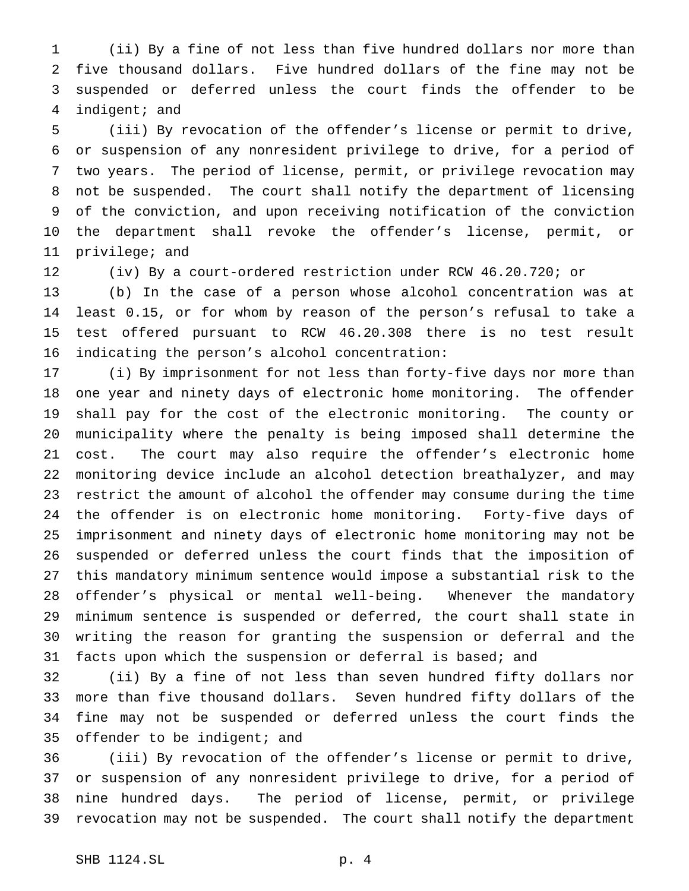(ii) By a fine of not less than five hundred dollars nor more than five thousand dollars. Five hundred dollars of the fine may not be suspended or deferred unless the court finds the offender to be indigent; and

(iii) By revocation of the offender's license or permit to drive, or suspension of any nonresident privilege to drive, for a period of two years. The period of license, permit, or privilege revocation may not be suspended. The court shall notify the department of licensing of the conviction, and upon receiving notification of the conviction the department shall revoke the offender's license, permit, or privilege; and

(iv) By a court-ordered restriction under RCW 46.20.720; or

(b) In the case of a person whose alcohol concentration was at least 0.15, or for whom by reason of the person's refusal to take a test offered pursuant to RCW 46.20.308 there is no test result indicating the person's alcohol concentration:

(i) By imprisonment for not less than forty-five days nor more than one year and ninety days of electronic home monitoring. The offender shall pay for the cost of the electronic monitoring. The county or municipality where the penalty is being imposed shall determine the cost. The court may also require the offender's electronic home monitoring device include an alcohol detection breathalyzer, and may restrict the amount of alcohol the offender may consume during the time the offender is on electronic home monitoring. Forty-five days of imprisonment and ninety days of electronic home monitoring may not be suspended or deferred unless the court finds that the imposition of this mandatory minimum sentence would impose a substantial risk to the offender's physical or mental well-being. Whenever the mandatory minimum sentence is suspended or deferred, the court shall state in writing the reason for granting the suspension or deferral and the facts upon which the suspension or deferral is based; and

(ii) By a fine of not less than seven hundred fifty dollars nor more than five thousand dollars. Seven hundred fifty dollars of the fine may not be suspended or deferred unless the court finds the offender to be indigent; and

(iii) By revocation of the offender's license or permit to drive, or suspension of any nonresident privilege to drive, for a period of nine hundred days. The period of license, permit, or privilege revocation may not be suspended. The court shall notify the department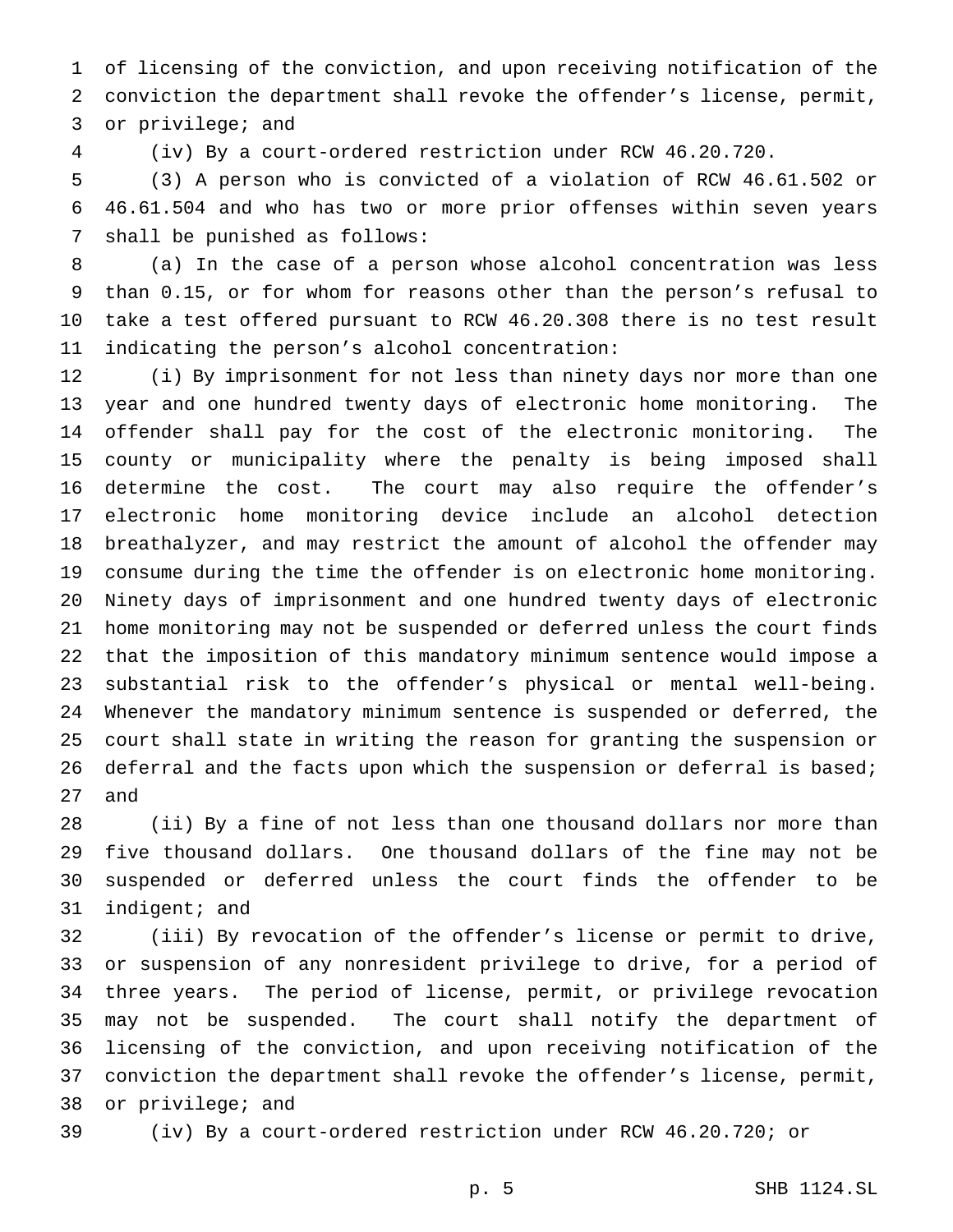of licensing of the conviction, and upon receiving notification of the conviction the department shall revoke the offender's license, permit, or privilege; and

(iv) By a court-ordered restriction under RCW 46.20.720.

(3) A person who is convicted of a violation of RCW 46.61.502 or 46.61.504 and who has two or more prior offenses within seven years shall be punished as follows:

(a) In the case of a person whose alcohol concentration was less than 0.15, or for whom for reasons other than the person's refusal to take a test offered pursuant to RCW 46.20.308 there is no test result indicating the person's alcohol concentration:

(i) By imprisonment for not less than ninety days nor more than one year and one hundred twenty days of electronic home monitoring. The offender shall pay for the cost of the electronic monitoring. The county or municipality where the penalty is being imposed shall determine the cost. The court may also require the offender's electronic home monitoring device include an alcohol detection breathalyzer, and may restrict the amount of alcohol the offender may consume during the time the offender is on electronic home monitoring. Ninety days of imprisonment and one hundred twenty days of electronic home monitoring may not be suspended or deferred unless the court finds that the imposition of this mandatory minimum sentence would impose a substantial risk to the offender's physical or mental well-being. Whenever the mandatory minimum sentence is suspended or deferred, the court shall state in writing the reason for granting the suspension or deferral and the facts upon which the suspension or deferral is based; and

(ii) By a fine of not less than one thousand dollars nor more than five thousand dollars. One thousand dollars of the fine may not be suspended or deferred unless the court finds the offender to be indigent; and

(iii) By revocation of the offender's license or permit to drive, or suspension of any nonresident privilege to drive, for a period of three years. The period of license, permit, or privilege revocation may not be suspended. The court shall notify the department of licensing of the conviction, and upon receiving notification of the conviction the department shall revoke the offender's license, permit, or privilege; and

(iv) By a court-ordered restriction under RCW 46.20.720; or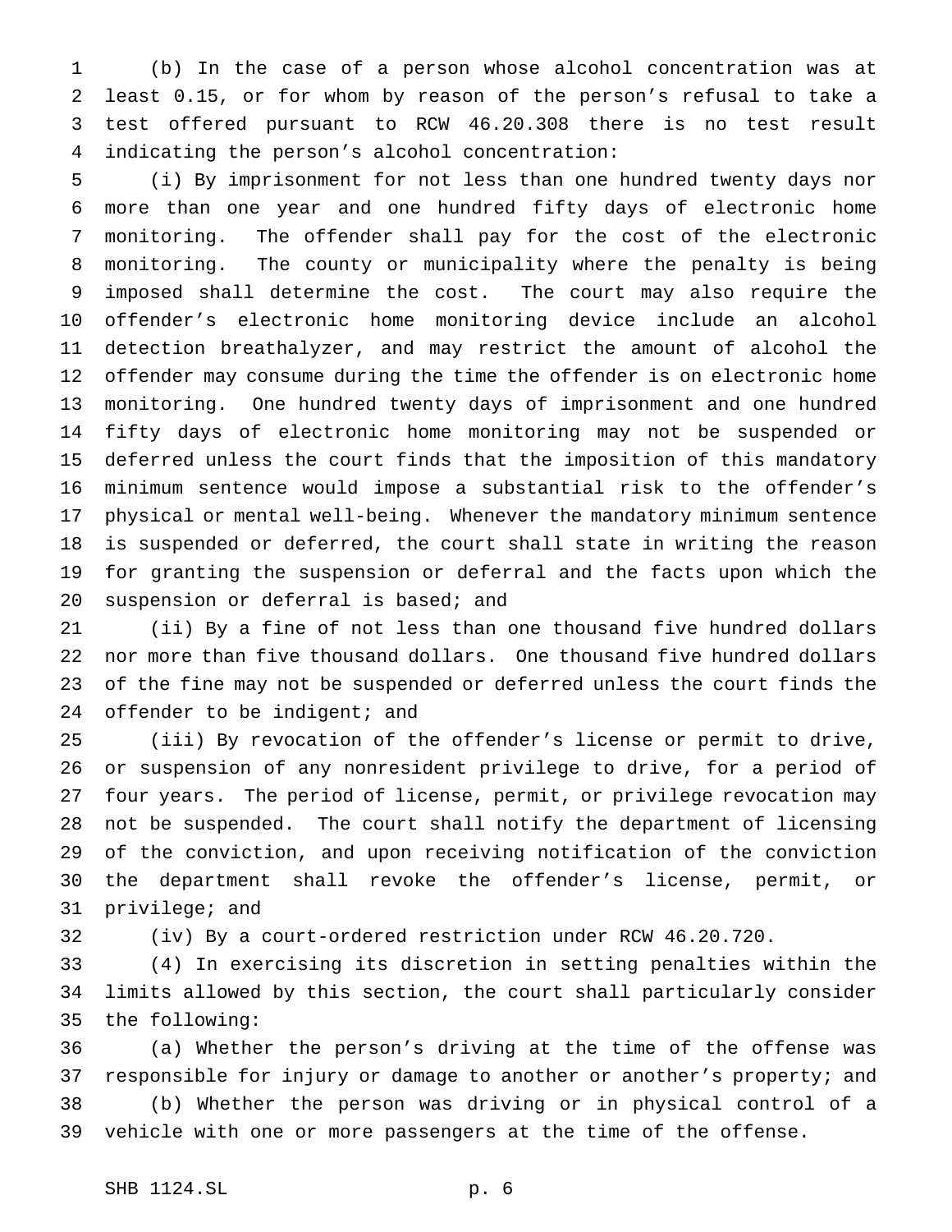(b) In the case of a person whose alcohol concentration was at least 0.15, or for whom by reason of the person's refusal to take a test offered pursuant to RCW 46.20.308 there is no test result indicating the person's alcohol concentration:

(i) By imprisonment for not less than one hundred twenty days nor more than one year and one hundred fifty days of electronic home monitoring. The offender shall pay for the cost of the electronic monitoring. The county or municipality where the penalty is being imposed shall determine the cost. The court may also require the offender's electronic home monitoring device include an alcohol detection breathalyzer, and may restrict the amount of alcohol the offender may consume during the time the offender is on electronic home monitoring. One hundred twenty days of imprisonment and one hundred fifty days of electronic home monitoring may not be suspended or deferred unless the court finds that the imposition of this mandatory minimum sentence would impose a substantial risk to the offender's physical or mental well-being. Whenever the mandatory minimum sentence is suspended or deferred, the court shall state in writing the reason for granting the suspension or deferral and the facts upon which the suspension or deferral is based; and

(ii) By a fine of not less than one thousand five hundred dollars nor more than five thousand dollars. One thousand five hundred dollars of the fine may not be suspended or deferred unless the court finds the offender to be indigent; and

(iii) By revocation of the offender's license or permit to drive, or suspension of any nonresident privilege to drive, for a period of four years. The period of license, permit, or privilege revocation may not be suspended. The court shall notify the department of licensing of the conviction, and upon receiving notification of the conviction the department shall revoke the offender's license, permit, or privilege; and

(iv) By a court-ordered restriction under RCW 46.20.720.

(4) In exercising its discretion in setting penalties within the limits allowed by this section, the court shall particularly consider the following:

(a) Whether the person's driving at the time of the offense was responsible for injury or damage to another or another's property; and

(b) Whether the person was driving or in physical control of a vehicle with one or more passengers at the time of the offense.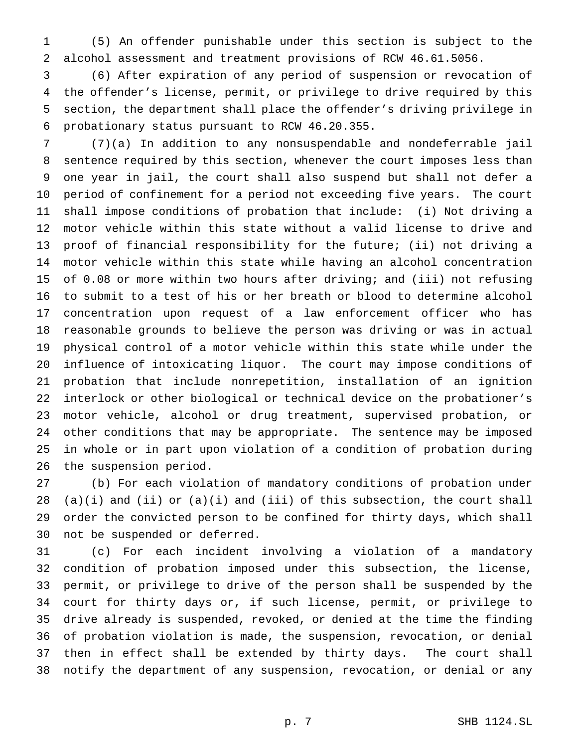(5) An offender punishable under this section is subject to the alcohol assessment and treatment provisions of RCW 46.61.5056.

(6) After expiration of any period of suspension or revocation of the offender's license, permit, or privilege to drive required by this section, the department shall place the offender's driving privilege in probationary status pursuant to RCW 46.20.355.

(7)(a) In addition to any nonsuspendable and nondeferrable jail sentence required by this section, whenever the court imposes less than one year in jail, the court shall also suspend but shall not defer a period of confinement for a period not exceeding five years. The court shall impose conditions of probation that include: (i) Not driving a motor vehicle within this state without a valid license to drive and proof of financial responsibility for the future; (ii) not driving a motor vehicle within this state while having an alcohol concentration of 0.08 or more within two hours after driving; and (iii) not refusing to submit to a test of his or her breath or blood to determine alcohol concentration upon request of a law enforcement officer who has reasonable grounds to believe the person was driving or was in actual physical control of a motor vehicle within this state while under the influence of intoxicating liquor. The court may impose conditions of probation that include nonrepetition, installation of an ignition interlock or other biological or technical device on the probationer's motor vehicle, alcohol or drug treatment, supervised probation, or other conditions that may be appropriate. The sentence may be imposed in whole or in part upon violation of a condition of probation during the suspension period.

(b) For each violation of mandatory conditions of probation under (a)(i) and (ii) or (a)(i) and (iii) of this subsection, the court shall order the convicted person to be confined for thirty days, which shall not be suspended or deferred.

(c) For each incident involving a violation of a mandatory condition of probation imposed under this subsection, the license, permit, or privilege to drive of the person shall be suspended by the court for thirty days or, if such license, permit, or privilege to drive already is suspended, revoked, or denied at the time the finding of probation violation is made, the suspension, revocation, or denial then in effect shall be extended by thirty days. The court shall notify the department of any suspension, revocation, or denial or any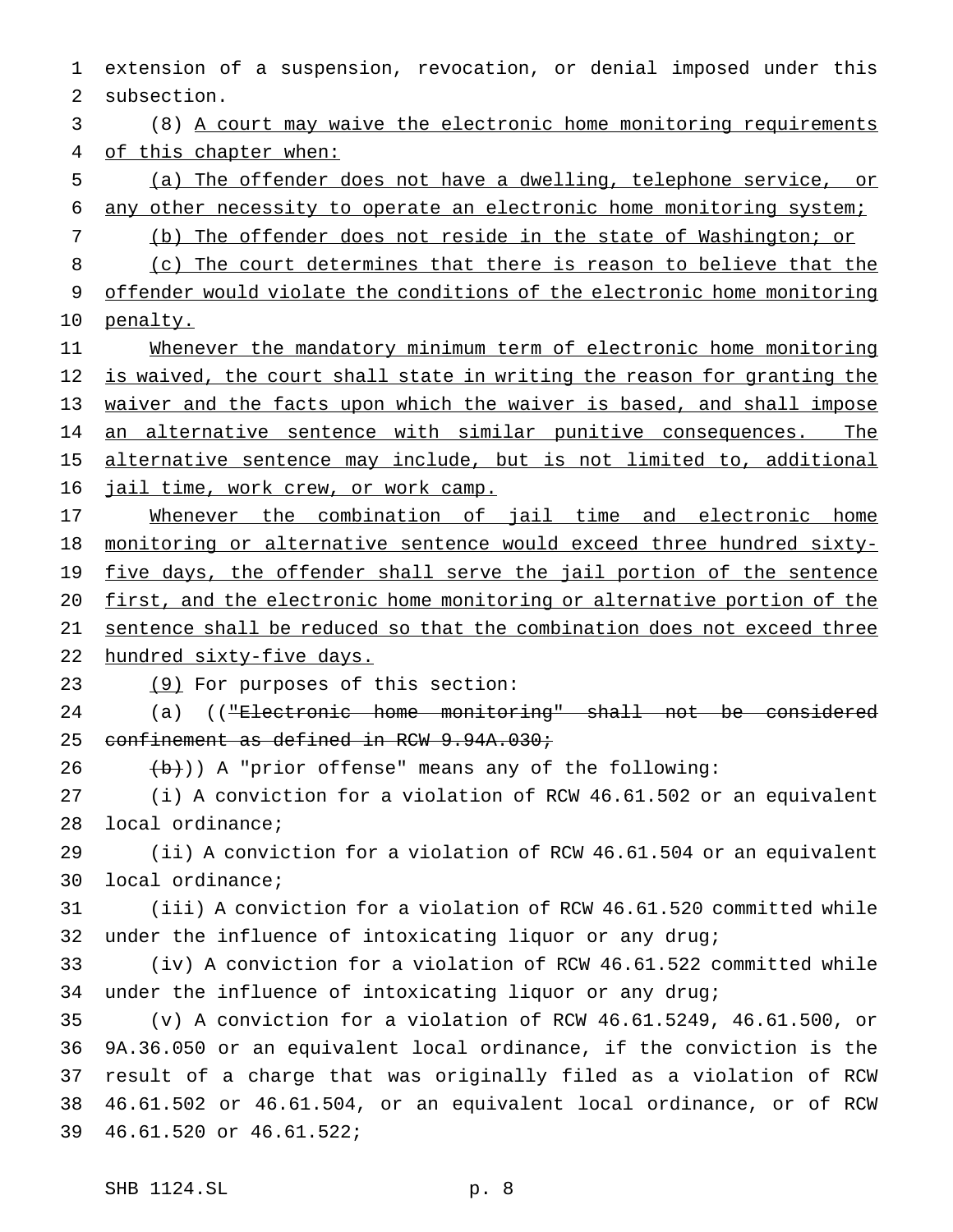extension of a suspension, revocation, or denial imposed under this subsection.

(8) A court may waive the electronic home monitoring requirements of this chapter when:

(a) The offender does not have a dwelling, telephone service, or any other necessity to operate an electronic home monitoring system;

(b) The offender does not reside in the state of Washington; or

(c) The court determines that there is reason to believe that the offender would violate the conditions of the electronic home monitoring penalty.

Whenever the mandatory minimum term of electronic home monitoring is waived, the court shall state in writing the reason for granting the waiver and the facts upon which the waiver is based, and shall impose an alternative sentence with similar punitive consequences. The alternative sentence may include, but is not limited to, additional jail time, work crew, or work camp.

Whenever the combination of jail time and electronic home monitoring or alternative sentence would exceed three hundred sixty-five days, the offender shall serve the jail portion of the sentence first, and the electronic home monitoring or alternative portion of the sentence shall be reduced so that the combination does not exceed three hundred sixty-five days.

(9) For purposes of this section:

(a) (("Electronic home monitoring" shall not be considered confinement as defined in RCW 9.94A.030;

(b))) A "prior offense" means any of the following:

(i) A conviction for a violation of RCW 46.61.502 or an equivalent local ordinance;

(ii) A conviction for a violation of RCW 46.61.504 or an equivalent local ordinance;

(iii) A conviction for a violation of RCW 46.61.520 committed while under the influence of intoxicating liquor or any drug;

(iv) A conviction for a violation of RCW 46.61.522 committed while under the influence of intoxicating liquor or any drug;

(v) A conviction for a violation of RCW 46.61.5249, 46.61.500, or 9A.36.050 or an equivalent local ordinance, if the conviction is the result of a charge that was originally filed as a violation of RCW 46.61.502 or 46.61.504, or an equivalent local ordinance, or of RCW 46.61.520 or 46.61.522;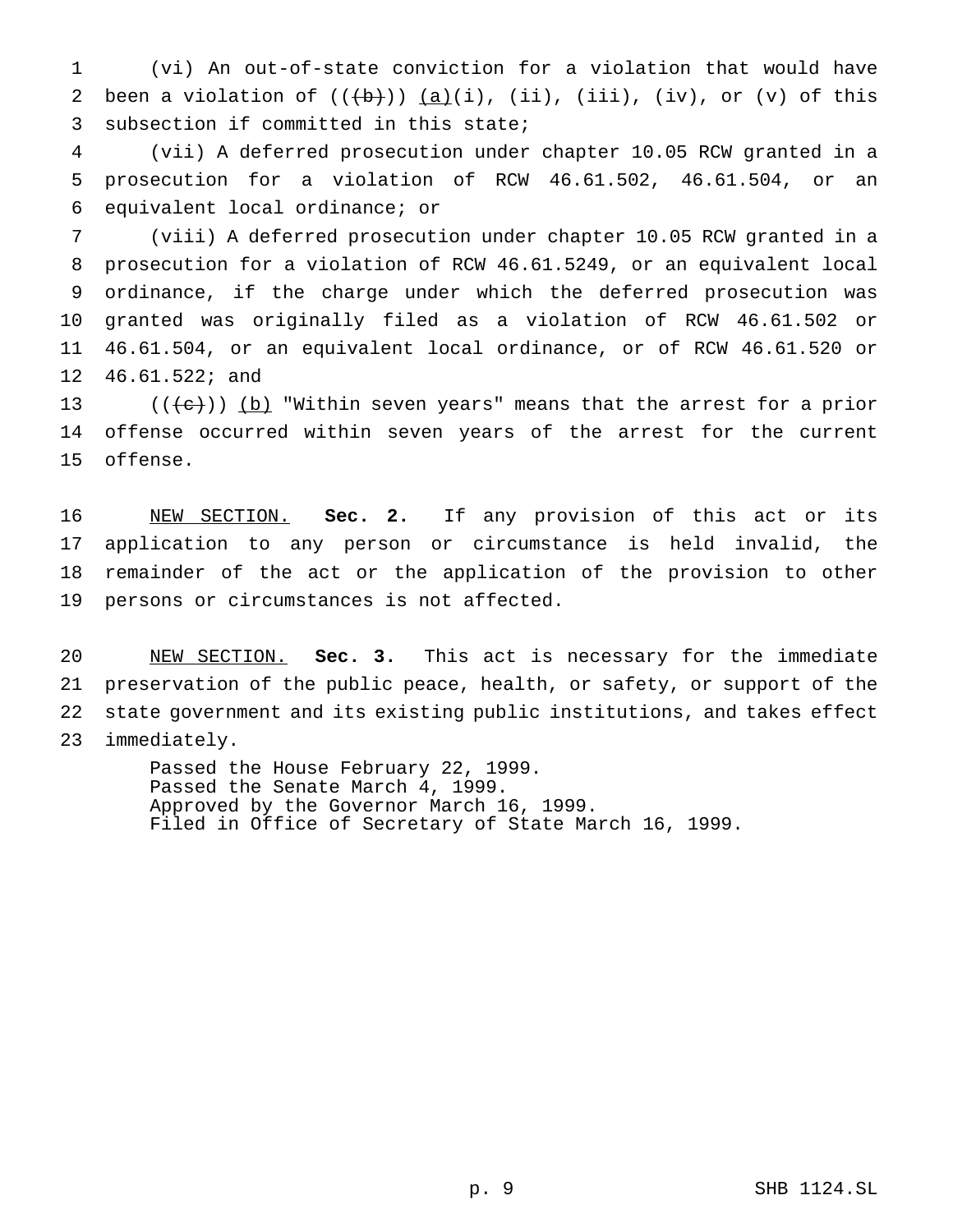(vi) An out-of-state conviction for a violation that would have been a violation of ((~~(b)~~)) <u>(a)</u>(i), (ii), (iii), (iv), or (v) of this subsection if committed in this state;

(vii) A deferred prosecution under chapter 10.05 RCW granted in a prosecution for a violation of RCW 46.61.502, 46.61.504, or an equivalent local ordinance; or

(viii) A deferred prosecution under chapter 10.05 RCW granted in a prosecution for a violation of RCW 46.61.5249, or an equivalent local ordinance, if the charge under which the deferred prosecution was granted was originally filed as a violation of RCW 46.61.502 or 46.61.504, or an equivalent local ordinance, or of RCW 46.61.520 or 46.61.522; and

((~~(c)~~)) <u>(b)</u> "Within seven years" means that the arrest for a prior offense occurred within seven years of the arrest for the current offense.

<u>NEW SECTION.</u> **Sec. 2.** If any provision of this act or its application to any person or circumstance is held invalid, the remainder of the act or the application of the provision to other persons or circumstances is not affected.

<u>NEW SECTION.</u> **Sec. 3.** This act is necessary for the immediate preservation of the public peace, health, or safety, or support of the state government and its existing public institutions, and takes effect immediately.

Passed the House February 22, 1999.
Passed the Senate March 4, 1999.
Approved by the Governor March 16, 1999.
Filed in Office of Secretary of State March 16, 1999.